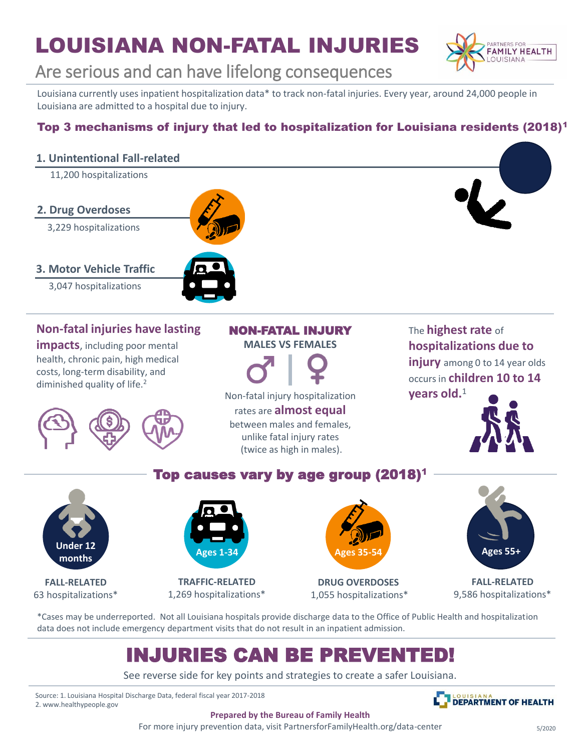# LOUISIANA NON-FATAL INJURIES

## Are serious and can have lifelong consequences

Louisiana currently uses inpatient hospitalization data* to track non-fatal injuries. Every year, around 24,000 people in Louisiana are admitted to a hospital due to injury.

### Top 3 mechanisms of injury that led to hospitalization for Louisiana residents (2018)[1]

**1. Unintentional Fall-related**
11,200 hospitalizations

**2. Drug Overdoses**
3,229 hospitalizations

**3. Motor Vehicle Traffic**
3,047 hospitalizations

**Non-fatal injuries have lasting impacts**, including poor mental health, chronic pain, high medical costs, long-term disability, and diminished quality of life.[2]

**NON-FATAL INJURY**
**MALES VS FEMALES**

Non-fatal injury hospitalization rates are **almost equal** between males and females, unlike fatal injury rates (twice as high in males).

The **highest rate** of **hospitalizations due to injury** among 0 to 14 year olds occurs in **children 10 to 14 years old.**[1]

### Top causes vary by age group (2018)[1]

| Under 12 months | Ages 1-34 | Ages 35-54 | Ages 55+ |
|---|---|---|---|
| **FALL-RELATED** | **TRAFFIC-RELATED** | **DRUG OVERDOSES** | **FALL-RELATED** |
| 63 hospitalizations* | 1,269 hospitalizations* | 1,055 hospitalizations* | 9,586 hospitalizations* |

*Cases may be underreported. Not all Louisiana hospitals provide discharge data to the Office of Public Health and hospitalization data does not include emergency department visits that do not result in an inpatient admission.

# INJURIES CAN BE PREVENTED!

See reverse side for key points and strategies to create a safer Louisiana.

Source: 1. Louisiana Hospital Discharge Data, federal fiscal year 2017-2018
2. www.healthypeople.gov

**Prepared by the Bureau of Family Health**

For more injury prevention data, visit PartnersforFamilyHealth.org/data-center

5/2020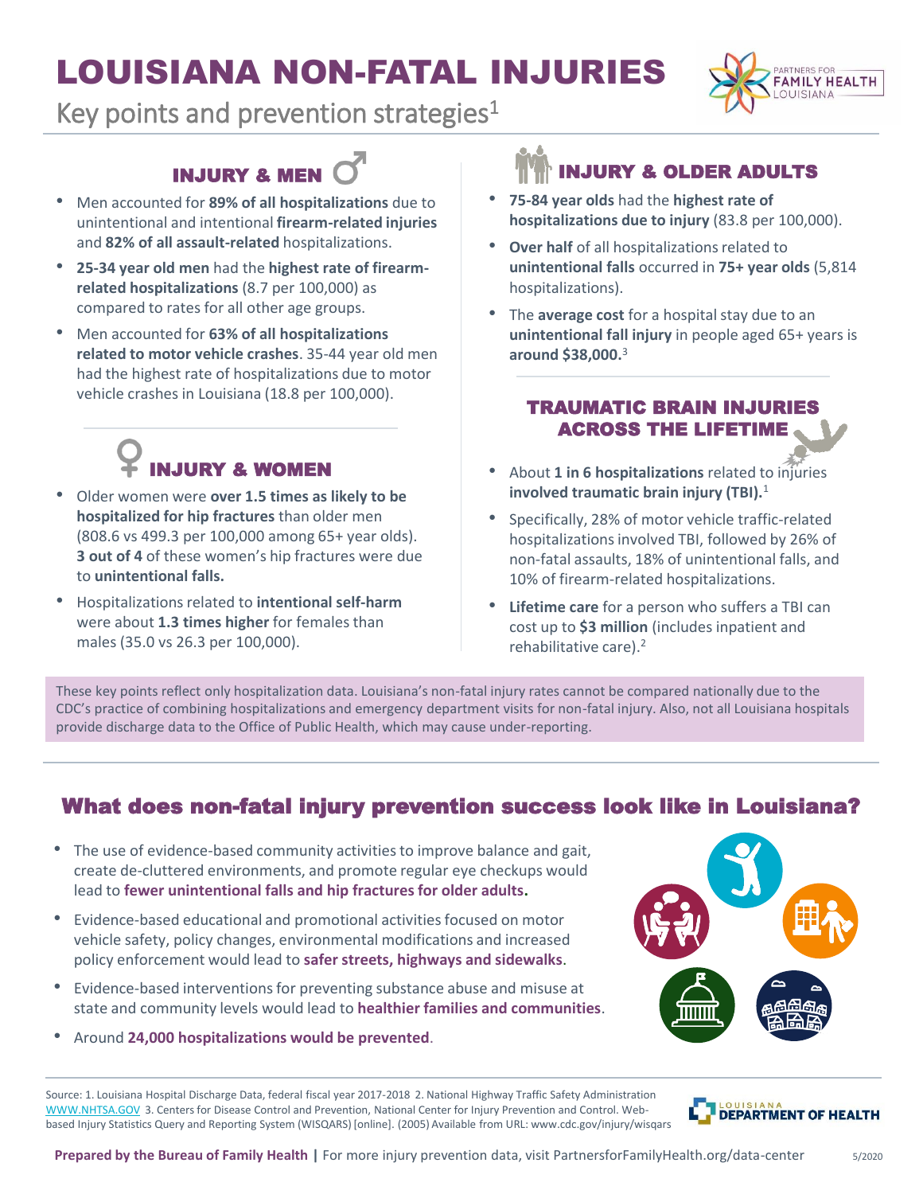# LOUISIANA NON-FATAL INJURIES

Key points and prevention strategies[1]

## INJURY & MEN

- Men accounted for **89% of all hospitalizations** due to unintentional and intentional **firearm-related injuries** and **82% of all assault-related** hospitalizations.
- **25-34 year old men** had the **highest rate of firearm-related hospitalizations** (8.7 per 100,000) as compared to rates for all other age groups.
- Men accounted for **63% of all hospitalizations related to motor vehicle crashes**. 35-44 year old men had the highest rate of hospitalizations due to motor vehicle crashes in Louisiana (18.8 per 100,000).

## INJURY & WOMEN

- Older women were **over 1.5 times as likely to be hospitalized for hip fractures** than older men (808.6 vs 499.3 per 100,000 among 65+ year olds). **3 out of 4** of these women's hip fractures were due to **unintentional falls.**
- Hospitalizations related to **intentional self-harm** were about **1.3 times higher** for females than males (35.0 vs 26.3 per 100,000).

## INJURY & OLDER ADULTS

- **75-84 year olds** had the **highest rate of hospitalizations due to injury** (83.8 per 100,000).
- **Over half** of all hospitalizations related to **unintentional falls** occurred in **75+ year olds** (5,814 hospitalizations).
- The **average cost** for a hospital stay due to an **unintentional fall injury** in people aged 65+ years is **around $38,000.**[3]

## TRAUMATIC BRAIN INJURIES ACROSS THE LIFETIME

- About **1 in 6 hospitalizations** related to injuries **involved traumatic brain injury (TBI).**[1]
- Specifically, 28% of motor vehicle traffic-related hospitalizations involved TBI, followed by 26% of non-fatal assaults, 18% of unintentional falls, and 10% of firearm-related hospitalizations.
- **Lifetime care** for a person who suffers a TBI can cost up to **$3 million** (includes inpatient and rehabilitative care).[2]

These key points reflect only hospitalization data. Louisiana's non-fatal injury rates cannot be compared nationally due to the CDC's practice of combining hospitalizations and emergency department visits for non-fatal injury. Also, not all Louisiana hospitals provide discharge data to the Office of Public Health, which may cause under-reporting.

## What does non-fatal injury prevention success look like in Louisiana?

- The use of evidence-based community activities to improve balance and gait, create de-cluttered environments, and promote regular eye checkups would lead to **fewer unintentional falls and hip fractures for older adults.**
- Evidence-based educational and promotional activities focused on motor vehicle safety, policy changes, environmental modifications and increased policy enforcement would lead to **safer streets, highways and sidewalks**.
- Evidence-based interventions for preventing substance abuse and misuse at state and community levels would lead to **healthier families and communities**.
- Around **24,000 hospitalizations would be prevented**.

Source: 1. Louisiana Hospital Discharge Data, federal fiscal year 2017-2018 2. National Highway Traffic Safety Administration WWW.NHTSA.GOV 3. Centers for Disease Control and Prevention, National Center for Injury Prevention and Control. Web-based Injury Statistics Query and Reporting System (WISQARS) [online]. (2005) Available from URL: www.cdc.gov/injury/wisqars

**Prepared by the Bureau of Family Health** | For more injury prevention data, visit PartnersforFamilyHealth.org/data-center

5/2020